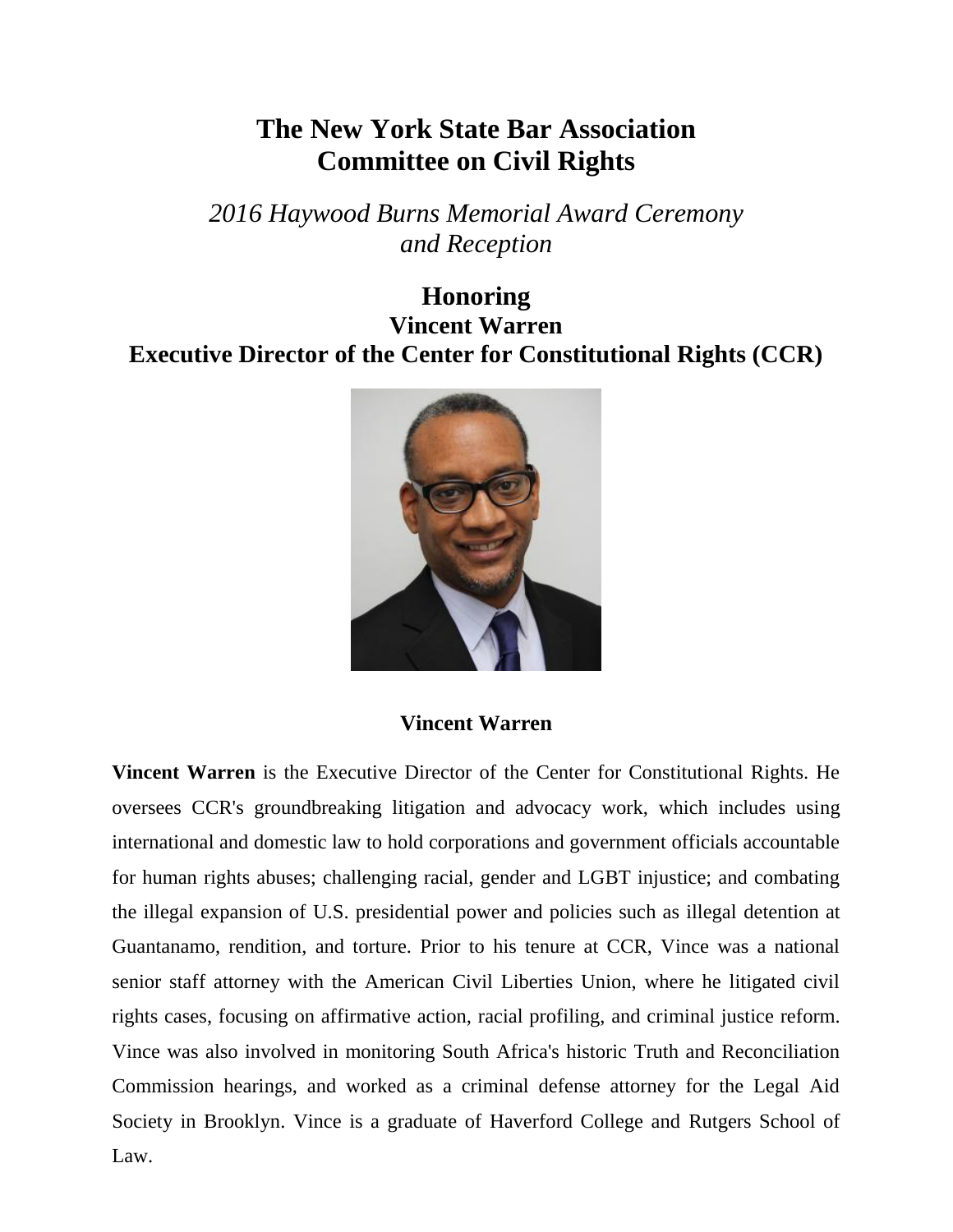# The New York State Bar Association Committee on Civil Rights

*2016 Haywood Burns Memorial Award Ceremony and Reception*

## Honoring
## Vincent Warren
## Executive Director of the Center for Constitutional Rights (CCR)

**Vincent Warren**

**Vincent Warren** is the Executive Director of the Center for Constitutional Rights. He oversees CCR's groundbreaking litigation and advocacy work, which includes using international and domestic law to hold corporations and government officials accountable for human rights abuses; challenging racial, gender and LGBT injustice; and combating the illegal expansion of U.S. presidential power and policies such as illegal detention at Guantanamo, rendition, and torture. Prior to his tenure at CCR, Vince was a national senior staff attorney with the American Civil Liberties Union, where he litigated civil rights cases, focusing on affirmative action, racial profiling, and criminal justice reform. Vince was also involved in monitoring South Africa's historic Truth and Reconciliation Commission hearings, and worked as a criminal defense attorney for the Legal Aid Society in Brooklyn. Vince is a graduate of Haverford College and Rutgers School of Law.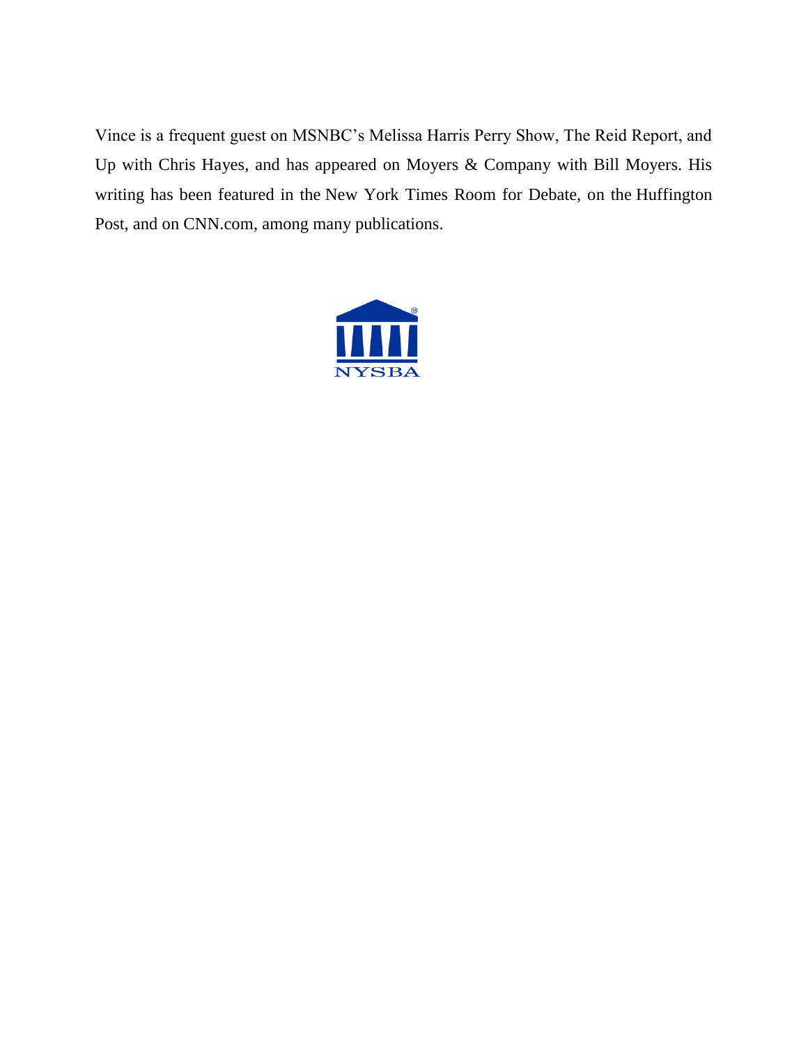Vince is a frequent guest on MSNBC's Melissa Harris Perry Show, The Reid Report, and Up with Chris Hayes, and has appeared on Moyers & Company with Bill Moyers. His writing has been featured in the New York Times Room for Debate, on the Huffington Post, and on CNN.com, among many publications.

NYSBA